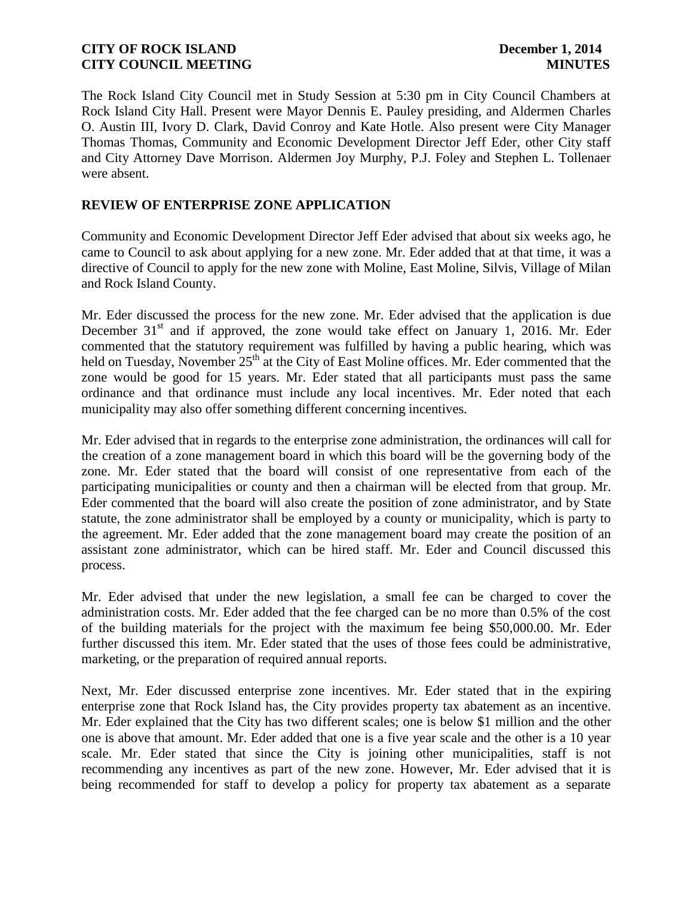**CITY OF ROCK ISLAND** **December 1, 2014**
**CITY COUNCIL MEETING** **MINUTES**

The Rock Island City Council met in Study Session at 5:30 pm in City Council Chambers at Rock Island City Hall. Present were Mayor Dennis E. Pauley presiding, and Aldermen Charles O. Austin III, Ivory D. Clark, David Conroy and Kate Hotle. Also present were City Manager Thomas Thomas, Community and Economic Development Director Jeff Eder, other City staff and City Attorney Dave Morrison. Aldermen Joy Murphy, P.J. Foley and Stephen L. Tollenaer were absent.

## REVIEW OF ENTERPRISE ZONE APPLICATION

Community and Economic Development Director Jeff Eder advised that about six weeks ago, he came to Council to ask about applying for a new zone. Mr. Eder added that at that time, it was a directive of Council to apply for the new zone with Moline, East Moline, Silvis, Village of Milan and Rock Island County.

Mr. Eder discussed the process for the new zone. Mr. Eder advised that the application is due December 31st and if approved, the zone would take effect on January 1, 2016. Mr. Eder commented that the statutory requirement was fulfilled by having a public hearing, which was held on Tuesday, November 25th at the City of East Moline offices. Mr. Eder commented that the zone would be good for 15 years. Mr. Eder stated that all participants must pass the same ordinance and that ordinance must include any local incentives. Mr. Eder noted that each municipality may also offer something different concerning incentives.

Mr. Eder advised that in regards to the enterprise zone administration, the ordinances will call for the creation of a zone management board in which this board will be the governing body of the zone. Mr. Eder stated that the board will consist of one representative from each of the participating municipalities or county and then a chairman will be elected from that group. Mr. Eder commented that the board will also create the position of zone administrator, and by State statute, the zone administrator shall be employed by a county or municipality, which is party to the agreement. Mr. Eder added that the zone management board may create the position of an assistant zone administrator, which can be hired staff. Mr. Eder and Council discussed this process.

Mr. Eder advised that under the new legislation, a small fee can be charged to cover the administration costs. Mr. Eder added that the fee charged can be no more than 0.5% of the cost of the building materials for the project with the maximum fee being $50,000.00. Mr. Eder further discussed this item. Mr. Eder stated that the uses of those fees could be administrative, marketing, or the preparation of required annual reports.

Next, Mr. Eder discussed enterprise zone incentives. Mr. Eder stated that in the expiring enterprise zone that Rock Island has, the City provides property tax abatement as an incentive. Mr. Eder explained that the City has two different scales; one is below $1 million and the other one is above that amount. Mr. Eder added that one is a five year scale and the other is a 10 year scale. Mr. Eder stated that since the City is joining other municipalities, staff is not recommending any incentives as part of the new zone. However, Mr. Eder advised that it is being recommended for staff to develop a policy for property tax abatement as a separate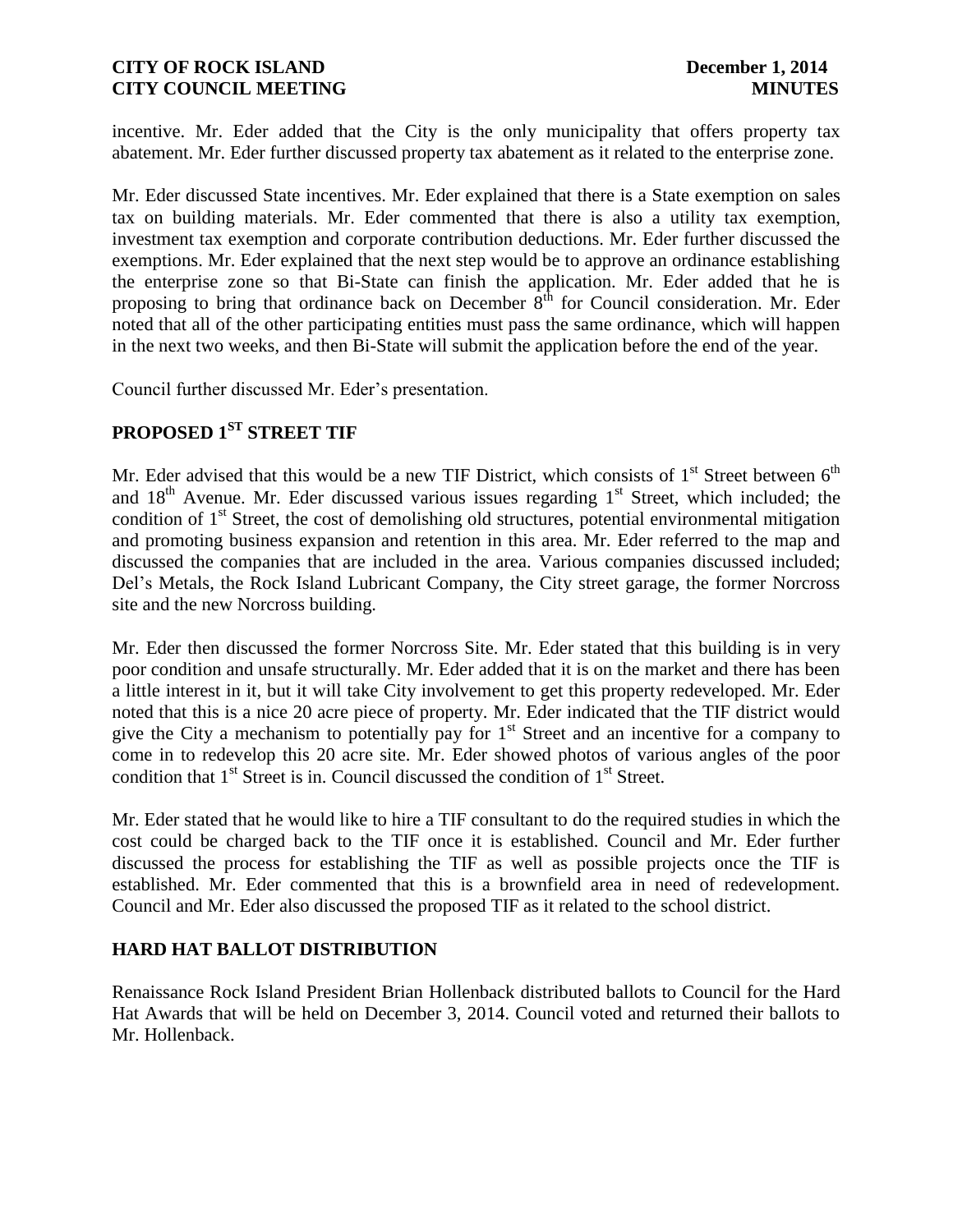incentive. Mr. Eder added that the City is the only municipality that offers property tax abatement. Mr. Eder further discussed property tax abatement as it related to the enterprise zone.

Mr. Eder discussed State incentives. Mr. Eder explained that there is a State exemption on sales tax on building materials. Mr. Eder commented that there is also a utility tax exemption, investment tax exemption and corporate contribution deductions. Mr. Eder further discussed the exemptions. Mr. Eder explained that the next step would be to approve an ordinance establishing the enterprise zone so that Bi-State can finish the application. Mr. Eder added that he is proposing to bring that ordinance back on December 8th for Council consideration. Mr. Eder noted that all of the other participating entities must pass the same ordinance, which will happen in the next two weeks, and then Bi-State will submit the application before the end of the year.

Council further discussed Mr. Eder's presentation.

## PROPOSED 1ST STREET TIF

Mr. Eder advised that this would be a new TIF District, which consists of 1st Street between 6th and 18th Avenue. Mr. Eder discussed various issues regarding 1st Street, which included; the condition of 1st Street, the cost of demolishing old structures, potential environmental mitigation and promoting business expansion and retention in this area. Mr. Eder referred to the map and discussed the companies that are included in the area. Various companies discussed included; Del's Metals, the Rock Island Lubricant Company, the City street garage, the former Norcross site and the new Norcross building.

Mr. Eder then discussed the former Norcross Site. Mr. Eder stated that this building is in very poor condition and unsafe structurally. Mr. Eder added that it is on the market and there has been a little interest in it, but it will take City involvement to get this property redeveloped. Mr. Eder noted that this is a nice 20 acre piece of property. Mr. Eder indicated that the TIF district would give the City a mechanism to potentially pay for 1st Street and an incentive for a company to come in to redevelop this 20 acre site. Mr. Eder showed photos of various angles of the poor condition that 1st Street is in. Council discussed the condition of 1st Street.

Mr. Eder stated that he would like to hire a TIF consultant to do the required studies in which the cost could be charged back to the TIF once it is established. Council and Mr. Eder further discussed the process for establishing the TIF as well as possible projects once the TIF is established. Mr. Eder commented that this is a brownfield area in need of redevelopment. Council and Mr. Eder also discussed the proposed TIF as it related to the school district.

## HARD HAT BALLOT DISTRIBUTION

Renaissance Rock Island President Brian Hollenback distributed ballots to Council for the Hard Hat Awards that will be held on December 3, 2014. Council voted and returned their ballots to Mr. Hollenback.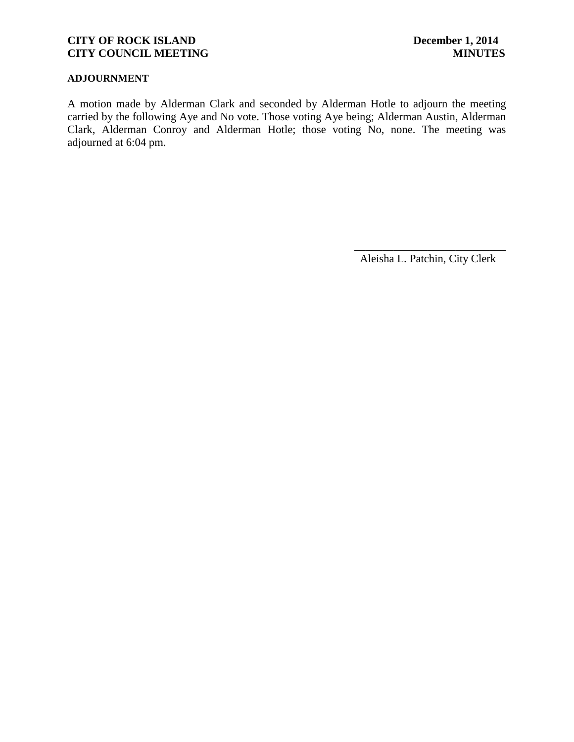**ADJOURNMENT**

A motion made by Alderman Clark and seconded by Alderman Hotle to adjourn the meeting carried by the following Aye and No vote. Those voting Aye being; Alderman Austin, Alderman Clark, Alderman Conroy and Alderman Hotle; those voting No, none. The meeting was adjourned at 6:04 pm.

\_\_\_\_\_\_\_\_\_\_\_\_\_\_\_\_\_\_\_\_\_\_\_\_\_\_\_\_

Aleisha L. Patchin, City Clerk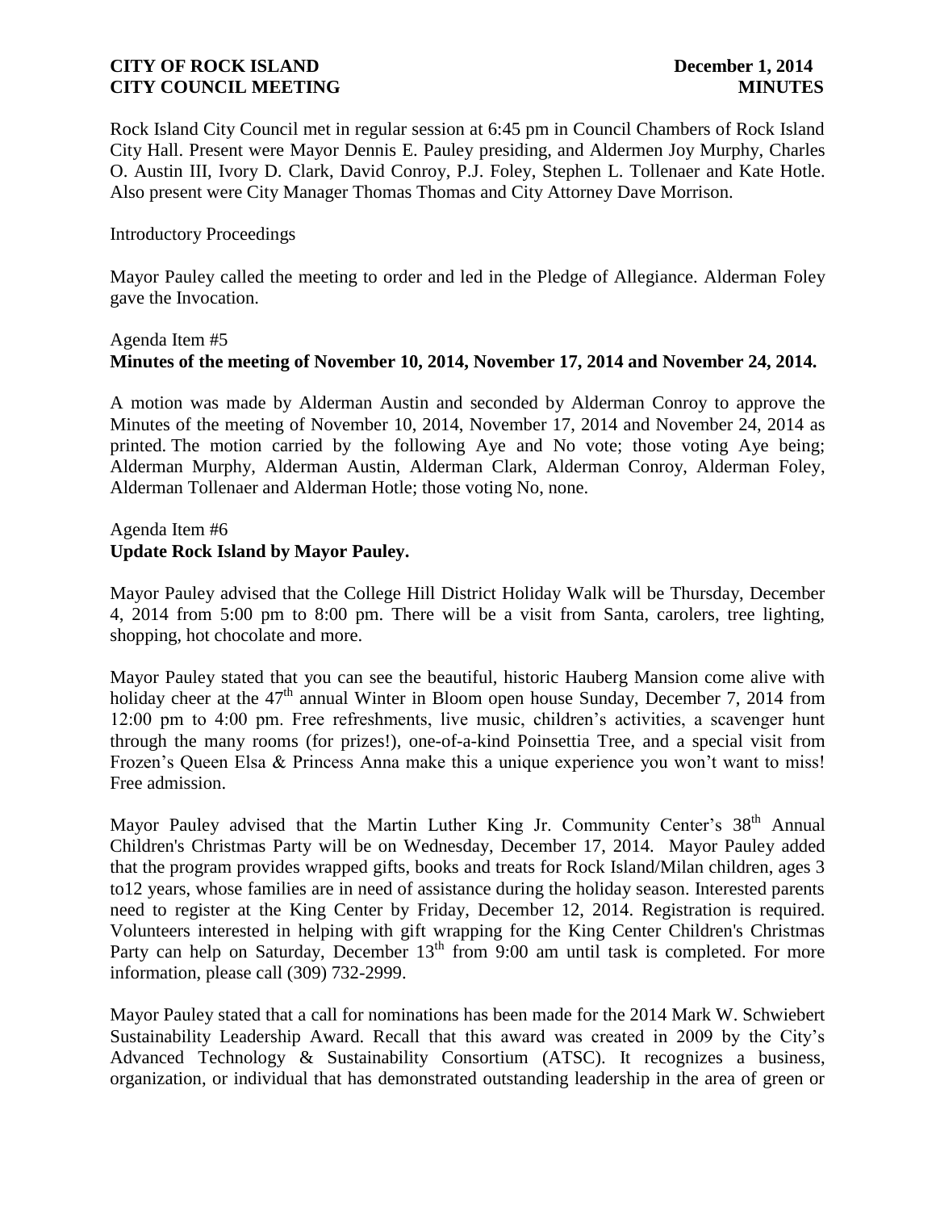Rock Island City Council met in regular session at 6:45 pm in Council Chambers of Rock Island City Hall. Present were Mayor Dennis E. Pauley presiding, and Aldermen Joy Murphy, Charles O. Austin III, Ivory D. Clark, David Conroy, P.J. Foley, Stephen L. Tollenaer and Kate Hotle. Also present were City Manager Thomas Thomas and City Attorney Dave Morrison.

Introductory Proceedings

Mayor Pauley called the meeting to order and led in the Pledge of Allegiance. Alderman Foley gave the Invocation.

Agenda Item #5
**Minutes of the meeting of November 10, 2014, November 17, 2014 and November 24, 2014.**

A motion was made by Alderman Austin and seconded by Alderman Conroy to approve the Minutes of the meeting of November 10, 2014, November 17, 2014 and November 24, 2014 as printed. The motion carried by the following Aye and No vote; those voting Aye being; Alderman Murphy, Alderman Austin, Alderman Clark, Alderman Conroy, Alderman Foley, Alderman Tollenaer and Alderman Hotle; those voting No, none.

Agenda Item #6
**Update Rock Island by Mayor Pauley.**

Mayor Pauley advised that the College Hill District Holiday Walk will be Thursday, December 4, 2014 from 5:00 pm to 8:00 pm. There will be a visit from Santa, carolers, tree lighting, shopping, hot chocolate and more.

Mayor Pauley stated that you can see the beautiful, historic Hauberg Mansion come alive with holiday cheer at the 47th annual Winter in Bloom open house Sunday, December 7, 2014 from 12:00 pm to 4:00 pm. Free refreshments, live music, children's activities, a scavenger hunt through the many rooms (for prizes!), one-of-a-kind Poinsettia Tree, and a special visit from Frozen's Queen Elsa & Princess Anna make this a unique experience you won't want to miss! Free admission.

Mayor Pauley advised that the Martin Luther King Jr. Community Center's 38th Annual Children's Christmas Party will be on Wednesday, December 17, 2014. Mayor Pauley added that the program provides wrapped gifts, books and treats for Rock Island/Milan children, ages 3 to12 years, whose families are in need of assistance during the holiday season. Interested parents need to register at the King Center by Friday, December 12, 2014. Registration is required. Volunteers interested in helping with gift wrapping for the King Center Children's Christmas Party can help on Saturday, December 13th from 9:00 am until task is completed. For more information, please call (309) 732-2999.

Mayor Pauley stated that a call for nominations has been made for the 2014 Mark W. Schwiebert Sustainability Leadership Award. Recall that this award was created in 2009 by the City's Advanced Technology & Sustainability Consortium (ATSC). It recognizes a business, organization, or individual that has demonstrated outstanding leadership in the area of green or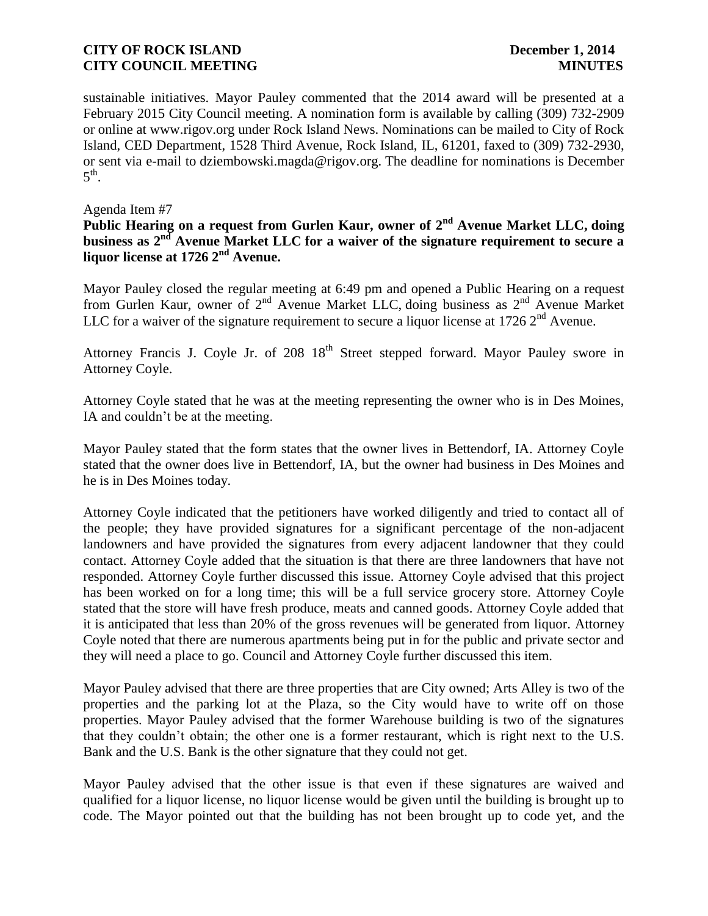sustainable initiatives. Mayor Pauley commented that the 2014 award will be presented at a February 2015 City Council meeting. A nomination form is available by calling (309) 732-2909 or online at www.rigov.org under Rock Island News. Nominations can be mailed to City of Rock Island, CED Department, 1528 Third Avenue, Rock Island, IL, 61201, faxed to (309) 732-2930, or sent via e-mail to dziembowski.magda@rigov.org. The deadline for nominations is December 5th.

Agenda Item #7

**Public Hearing on a request from Gurlen Kaur, owner of 2nd Avenue Market LLC, doing business as 2nd Avenue Market LLC for a waiver of the signature requirement to secure a liquor license at 1726 2nd Avenue.**

Mayor Pauley closed the regular meeting at 6:49 pm and opened a Public Hearing on a request from Gurlen Kaur, owner of 2nd Avenue Market LLC, doing business as 2nd Avenue Market LLC for a waiver of the signature requirement to secure a liquor license at 1726 2nd Avenue.

Attorney Francis J. Coyle Jr. of 208 18th Street stepped forward. Mayor Pauley swore in Attorney Coyle.

Attorney Coyle stated that he was at the meeting representing the owner who is in Des Moines, IA and couldn't be at the meeting.

Mayor Pauley stated that the form states that the owner lives in Bettendorf, IA. Attorney Coyle stated that the owner does live in Bettendorf, IA, but the owner had business in Des Moines and he is in Des Moines today.

Attorney Coyle indicated that the petitioners have worked diligently and tried to contact all of the people; they have provided signatures for a significant percentage of the non-adjacent landowners and have provided the signatures from every adjacent landowner that they could contact. Attorney Coyle added that the situation is that there are three landowners that have not responded. Attorney Coyle further discussed this issue. Attorney Coyle advised that this project has been worked on for a long time; this will be a full service grocery store. Attorney Coyle stated that the store will have fresh produce, meats and canned goods. Attorney Coyle added that it is anticipated that less than 20% of the gross revenues will be generated from liquor. Attorney Coyle noted that there are numerous apartments being put in for the public and private sector and they will need a place to go. Council and Attorney Coyle further discussed this item.

Mayor Pauley advised that there are three properties that are City owned; Arts Alley is two of the properties and the parking lot at the Plaza, so the City would have to write off on those properties. Mayor Pauley advised that the former Warehouse building is two of the signatures that they couldn't obtain; the other one is a former restaurant, which is right next to the U.S. Bank and the U.S. Bank is the other signature that they could not get.

Mayor Pauley advised that the other issue is that even if these signatures are waived and qualified for a liquor license, no liquor license would be given until the building is brought up to code. The Mayor pointed out that the building has not been brought up to code yet, and the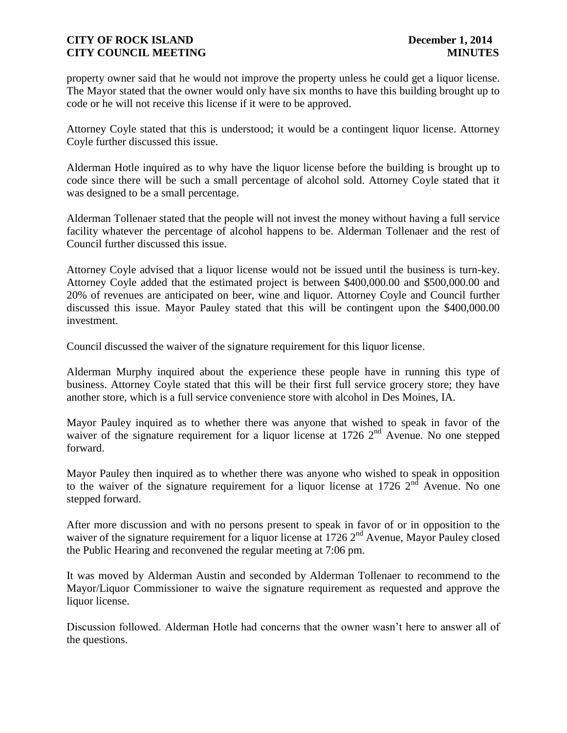property owner said that he would not improve the property unless he could get a liquor license. The Mayor stated that the owner would only have six months to have this building brought up to code or he will not receive this license if it were to be approved.

Attorney Coyle stated that this is understood; it would be a contingent liquor license. Attorney Coyle further discussed this issue.

Alderman Hotle inquired as to why have the liquor license before the building is brought up to code since there will be such a small percentage of alcohol sold. Attorney Coyle stated that it was designed to be a small percentage.

Alderman Tollenaer stated that the people will not invest the money without having a full service facility whatever the percentage of alcohol happens to be. Alderman Tollenaer and the rest of Council further discussed this issue.

Attorney Coyle advised that a liquor license would not be issued until the business is turn-key. Attorney Coyle added that the estimated project is between $400,000.00 and $500,000.00 and 20% of revenues are anticipated on beer, wine and liquor. Attorney Coyle and Council further discussed this issue. Mayor Pauley stated that this will be contingent upon the $400,000.00 investment.

Council discussed the waiver of the signature requirement for this liquor license.

Alderman Murphy inquired about the experience these people have in running this type of business. Attorney Coyle stated that this will be their first full service grocery store; they have another store, which is a full service convenience store with alcohol in Des Moines, IA.

Mayor Pauley inquired as to whether there was anyone that wished to speak in favor of the waiver of the signature requirement for a liquor license at 1726 2nd Avenue. No one stepped forward.

Mayor Pauley then inquired as to whether there was anyone who wished to speak in opposition to the waiver of the signature requirement for a liquor license at 1726 2nd Avenue. No one stepped forward.

After more discussion and with no persons present to speak in favor of or in opposition to the waiver of the signature requirement for a liquor license at 1726 2nd Avenue, Mayor Pauley closed the Public Hearing and reconvened the regular meeting at 7:06 pm.

It was moved by Alderman Austin and seconded by Alderman Tollenaer to recommend to the Mayor/Liquor Commissioner to waive the signature requirement as requested and approve the liquor license.

Discussion followed. Alderman Hotle had concerns that the owner wasn't here to answer all of the questions.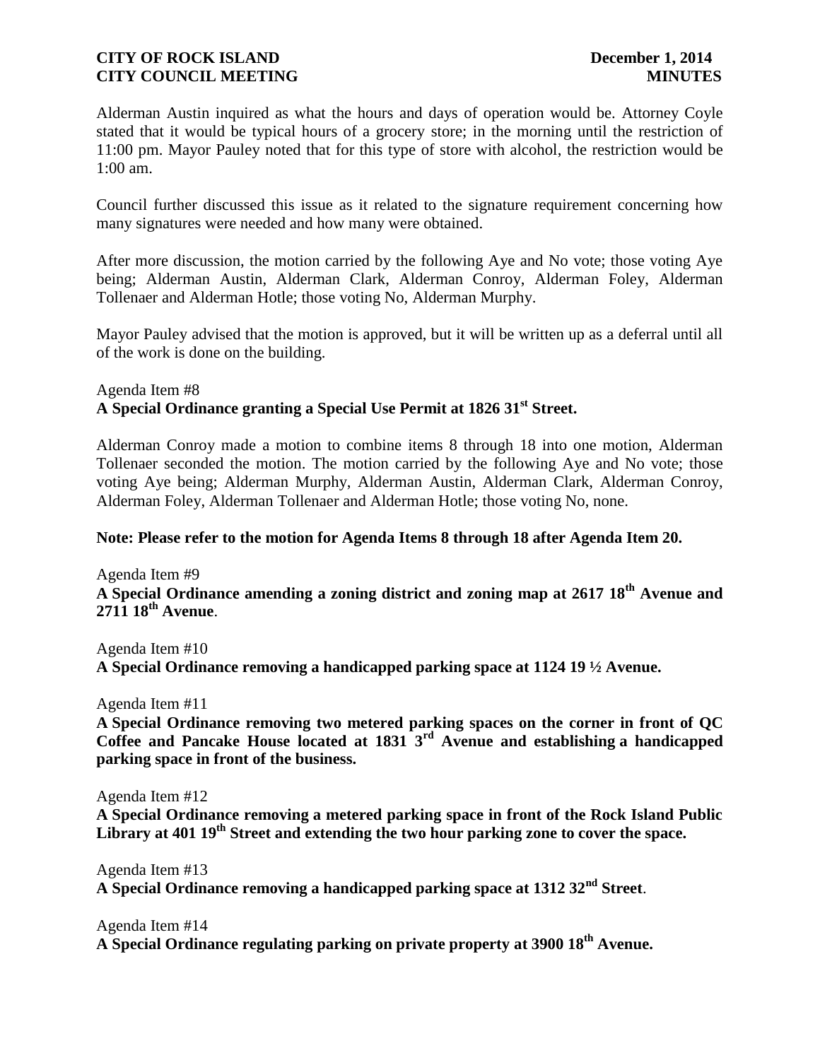Alderman Austin inquired as what the hours and days of operation would be. Attorney Coyle stated that it would be typical hours of a grocery store; in the morning until the restriction of 11:00 pm. Mayor Pauley noted that for this type of store with alcohol, the restriction would be 1:00 am.

Council further discussed this issue as it related to the signature requirement concerning how many signatures were needed and how many were obtained.

After more discussion, the motion carried by the following Aye and No vote; those voting Aye being; Alderman Austin, Alderman Clark, Alderman Conroy, Alderman Foley, Alderman Tollenaer and Alderman Hotle; those voting No, Alderman Murphy.

Mayor Pauley advised that the motion is approved, but it will be written up as a deferral until all of the work is done on the building.

Agenda Item #8

**A Special Ordinance granting a Special Use Permit at 1826 31st Street.**

Alderman Conroy made a motion to combine items 8 through 18 into one motion, Alderman Tollenaer seconded the motion. The motion carried by the following Aye and No vote; those voting Aye being; Alderman Murphy, Alderman Austin, Alderman Clark, Alderman Conroy, Alderman Foley, Alderman Tollenaer and Alderman Hotle; those voting No, none.

**Note: Please refer to the motion for Agenda Items 8 through 18 after Agenda Item 20.**

Agenda Item #9

**A Special Ordinance amending a zoning district and zoning map at 2617 18th Avenue and 2711 18th Avenue**.

Agenda Item #10

**A Special Ordinance removing a handicapped parking space at 1124 19 ½ Avenue.**

Agenda Item #11

**A Special Ordinance removing two metered parking spaces on the corner in front of QC Coffee and Pancake House located at 1831 3rd Avenue and establishing a handicapped parking space in front of the business.**

Agenda Item #12

**A Special Ordinance removing a metered parking space in front of the Rock Island Public Library at 401 19th Street and extending the two hour parking zone to cover the space.**

Agenda Item #13

**A Special Ordinance removing a handicapped parking space at 1312 32nd Street**.

Agenda Item #14

**A Special Ordinance regulating parking on private property at 3900 18th Avenue.**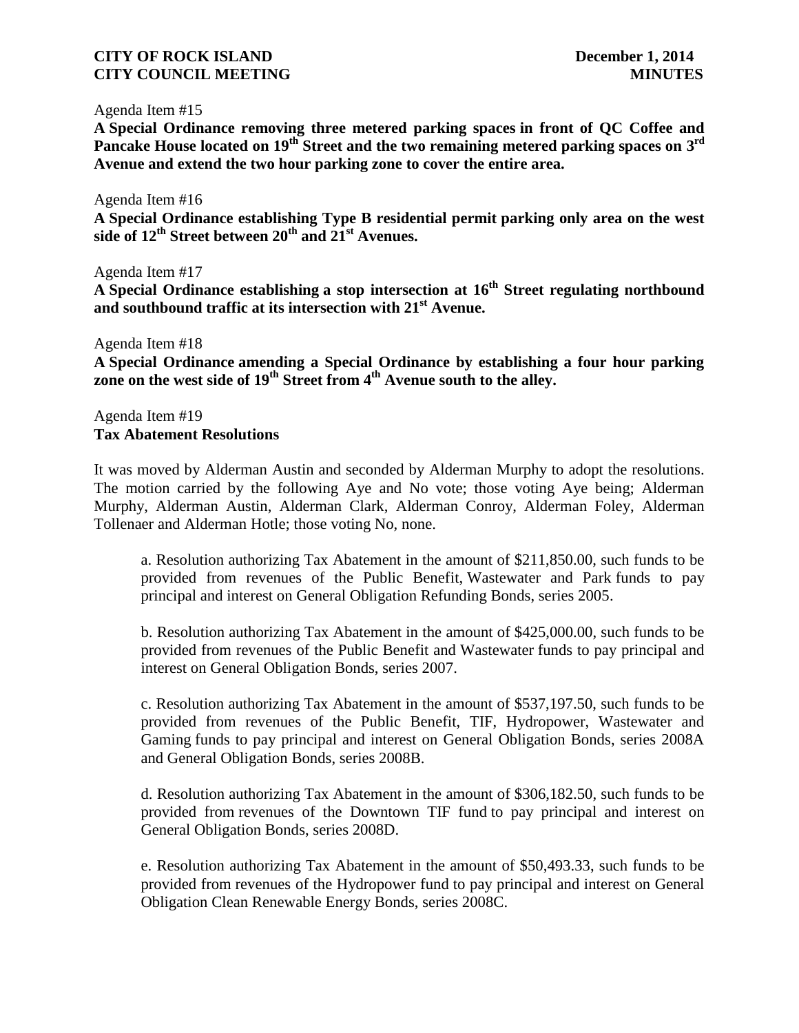Agenda Item #15

**A Special Ordinance removing three metered parking spaces in front of QC Coffee and Pancake House located on 19th Street and the two remaining metered parking spaces on 3rd Avenue and extend the two hour parking zone to cover the entire area.**

Agenda Item #16

**A Special Ordinance establishing Type B residential permit parking only area on the west side of 12th Street between 20th and 21st Avenues.**

Agenda Item #17

**A Special Ordinance establishing a stop intersection at 16th Street regulating northbound and southbound traffic at its intersection with 21st Avenue.**

Agenda Item #18

**A Special Ordinance amending a Special Ordinance by establishing a four hour parking zone on the west side of 19th Street from 4th Avenue south to the alley.**

Agenda Item #19

**Tax Abatement Resolutions**

It was moved by Alderman Austin and seconded by Alderman Murphy to adopt the resolutions. The motion carried by the following Aye and No vote; those voting Aye being; Alderman Murphy, Alderman Austin, Alderman Clark, Alderman Conroy, Alderman Foley, Alderman Tollenaer and Alderman Hotle; those voting No, none.

a. Resolution authorizing Tax Abatement in the amount of $211,850.00, such funds to be provided from revenues of the Public Benefit, Wastewater and Park funds to pay principal and interest on General Obligation Refunding Bonds, series 2005.

b. Resolution authorizing Tax Abatement in the amount of $425,000.00, such funds to be provided from revenues of the Public Benefit and Wastewater funds to pay principal and interest on General Obligation Bonds, series 2007.

c. Resolution authorizing Tax Abatement in the amount of $537,197.50, such funds to be provided from revenues of the Public Benefit, TIF, Hydropower, Wastewater and Gaming funds to pay principal and interest on General Obligation Bonds, series 2008A and General Obligation Bonds, series 2008B.

d. Resolution authorizing Tax Abatement in the amount of $306,182.50, such funds to be provided from revenues of the Downtown TIF fund to pay principal and interest on General Obligation Bonds, series 2008D.

e. Resolution authorizing Tax Abatement in the amount of $50,493.33, such funds to be provided from revenues of the Hydropower fund to pay principal and interest on General Obligation Clean Renewable Energy Bonds, series 2008C.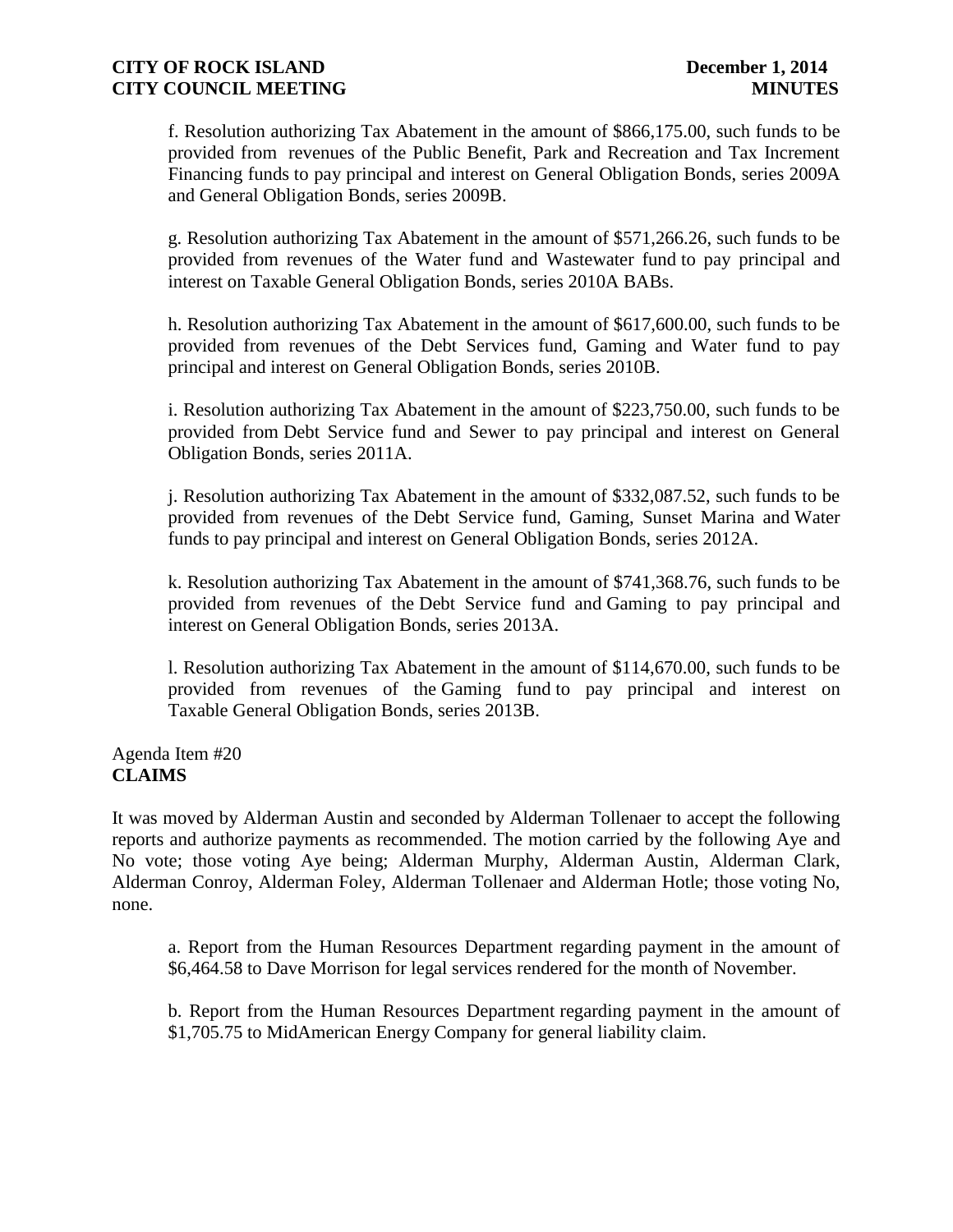f. Resolution authorizing Tax Abatement in the amount of $866,175.00, such funds to be provided from revenues of the Public Benefit, Park and Recreation and Tax Increment Financing funds to pay principal and interest on General Obligation Bonds, series 2009A and General Obligation Bonds, series 2009B.

g. Resolution authorizing Tax Abatement in the amount of $571,266.26, such funds to be provided from revenues of the Water fund and Wastewater fund to pay principal and interest on Taxable General Obligation Bonds, series 2010A BABs.

h. Resolution authorizing Tax Abatement in the amount of $617,600.00, such funds to be provided from revenues of the Debt Services fund, Gaming and Water fund to pay principal and interest on General Obligation Bonds, series 2010B.

i. Resolution authorizing Tax Abatement in the amount of $223,750.00, such funds to be provided from Debt Service fund and Sewer to pay principal and interest on General Obligation Bonds, series 2011A.

j. Resolution authorizing Tax Abatement in the amount of $332,087.52, such funds to be provided from revenues of the Debt Service fund, Gaming, Sunset Marina and Water funds to pay principal and interest on General Obligation Bonds, series 2012A.

k. Resolution authorizing Tax Abatement in the amount of $741,368.76, such funds to be provided from revenues of the Debt Service fund and Gaming to pay principal and interest on General Obligation Bonds, series 2013A.

l. Resolution authorizing Tax Abatement in the amount of $114,670.00, such funds to be provided from revenues of the Gaming fund to pay principal and interest on Taxable General Obligation Bonds, series 2013B.

Agenda Item #20
**CLAIMS**

It was moved by Alderman Austin and seconded by Alderman Tollenaer to accept the following reports and authorize payments as recommended. The motion carried by the following Aye and No vote; those voting Aye being; Alderman Murphy, Alderman Austin, Alderman Clark, Alderman Conroy, Alderman Foley, Alderman Tollenaer and Alderman Hotle; those voting No, none.

a. Report from the Human Resources Department regarding payment in the amount of $6,464.58 to Dave Morrison for legal services rendered for the month of November.

b. Report from the Human Resources Department regarding payment in the amount of $1,705.75 to MidAmerican Energy Company for general liability claim.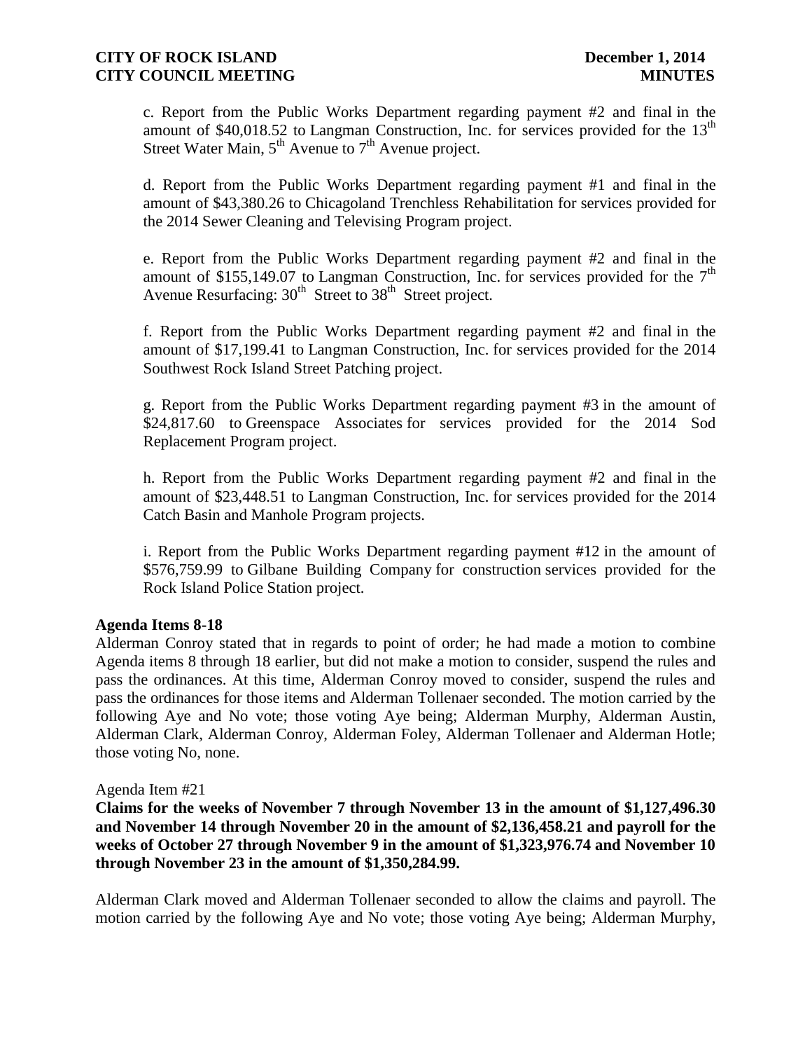c. Report from the Public Works Department regarding payment #2 and final in the amount of $40,018.52 to Langman Construction, Inc. for services provided for the 13th Street Water Main, 5th Avenue to 7th Avenue project.

d. Report from the Public Works Department regarding payment #1 and final in the amount of $43,380.26 to Chicagoland Trenchless Rehabilitation for services provided for the 2014 Sewer Cleaning and Televising Program project.

e. Report from the Public Works Department regarding payment #2 and final in the amount of $155,149.07 to Langman Construction, Inc. for services provided for the 7th Avenue Resurfacing: 30th Street to 38th Street project.

f. Report from the Public Works Department regarding payment #2 and final in the amount of $17,199.41 to Langman Construction, Inc. for services provided for the 2014 Southwest Rock Island Street Patching project.

g. Report from the Public Works Department regarding payment #3 in the amount of $24,817.60 to Greenspace Associates for services provided for the 2014 Sod Replacement Program project.

h. Report from the Public Works Department regarding payment #2 and final in the amount of $23,448.51 to Langman Construction, Inc. for services provided for the 2014 Catch Basin and Manhole Program projects.

i. Report from the Public Works Department regarding payment #12 in the amount of $576,759.99 to Gilbane Building Company for construction services provided for the Rock Island Police Station project.

**Agenda Items 8-18**

Alderman Conroy stated that in regards to point of order; he had made a motion to combine Agenda items 8 through 18 earlier, but did not make a motion to consider, suspend the rules and pass the ordinances. At this time, Alderman Conroy moved to consider, suspend the rules and pass the ordinances for those items and Alderman Tollenaer seconded. The motion carried by the following Aye and No vote; those voting Aye being; Alderman Murphy, Alderman Austin, Alderman Clark, Alderman Conroy, Alderman Foley, Alderman Tollenaer and Alderman Hotle; those voting No, none.

Agenda Item #21

**Claims for the weeks of November 7 through November 13 in the amount of $1,127,496.30 and November 14 through November 20 in the amount of $2,136,458.21 and payroll for the weeks of October 27 through November 9 in the amount of $1,323,976.74 and November 10 through November 23 in the amount of $1,350,284.99.**

Alderman Clark moved and Alderman Tollenaer seconded to allow the claims and payroll. The motion carried by the following Aye and No vote; those voting Aye being; Alderman Murphy,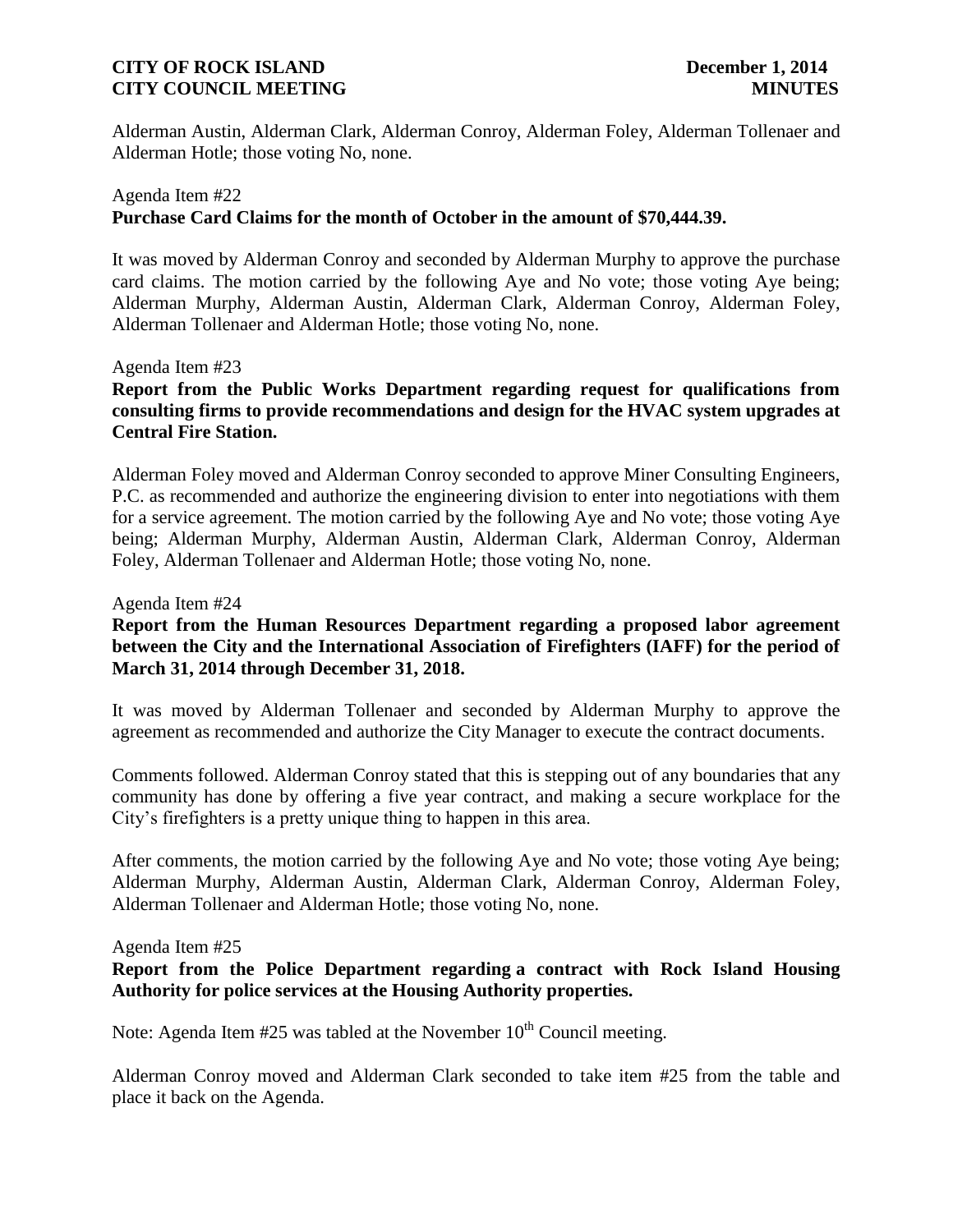Alderman Austin, Alderman Clark, Alderman Conroy, Alderman Foley, Alderman Tollenaer and Alderman Hotle; those voting No, none.

Agenda Item #22
**Purchase Card Claims for the month of October in the amount of $70,444.39.**

It was moved by Alderman Conroy and seconded by Alderman Murphy to approve the purchase card claims. The motion carried by the following Aye and No vote; those voting Aye being; Alderman Murphy, Alderman Austin, Alderman Clark, Alderman Conroy, Alderman Foley, Alderman Tollenaer and Alderman Hotle; those voting No, none.

Agenda Item #23
**Report from the Public Works Department regarding request for qualifications from consulting firms to provide recommendations and design for the HVAC system upgrades at Central Fire Station.**

Alderman Foley moved and Alderman Conroy seconded to approve Miner Consulting Engineers, P.C. as recommended and authorize the engineering division to enter into negotiations with them for a service agreement. The motion carried by the following Aye and No vote; those voting Aye being; Alderman Murphy, Alderman Austin, Alderman Clark, Alderman Conroy, Alderman Foley, Alderman Tollenaer and Alderman Hotle; those voting No, none.

Agenda Item #24
**Report from the Human Resources Department regarding a proposed labor agreement between the City and the International Association of Firefighters (IAFF) for the period of March 31, 2014 through December 31, 2018.**

It was moved by Alderman Tollenaer and seconded by Alderman Murphy to approve the agreement as recommended and authorize the City Manager to execute the contract documents.

Comments followed. Alderman Conroy stated that this is stepping out of any boundaries that any community has done by offering a five year contract, and making a secure workplace for the City's firefighters is a pretty unique thing to happen in this area.

After comments, the motion carried by the following Aye and No vote; those voting Aye being; Alderman Murphy, Alderman Austin, Alderman Clark, Alderman Conroy, Alderman Foley, Alderman Tollenaer and Alderman Hotle; those voting No, none.

Agenda Item #25
**Report from the Police Department regarding a contract with Rock Island Housing Authority for police services at the Housing Authority properties.**

Note: Agenda Item #25 was tabled at the November 10th Council meeting.

Alderman Conroy moved and Alderman Clark seconded to take item #25 from the table and place it back on the Agenda.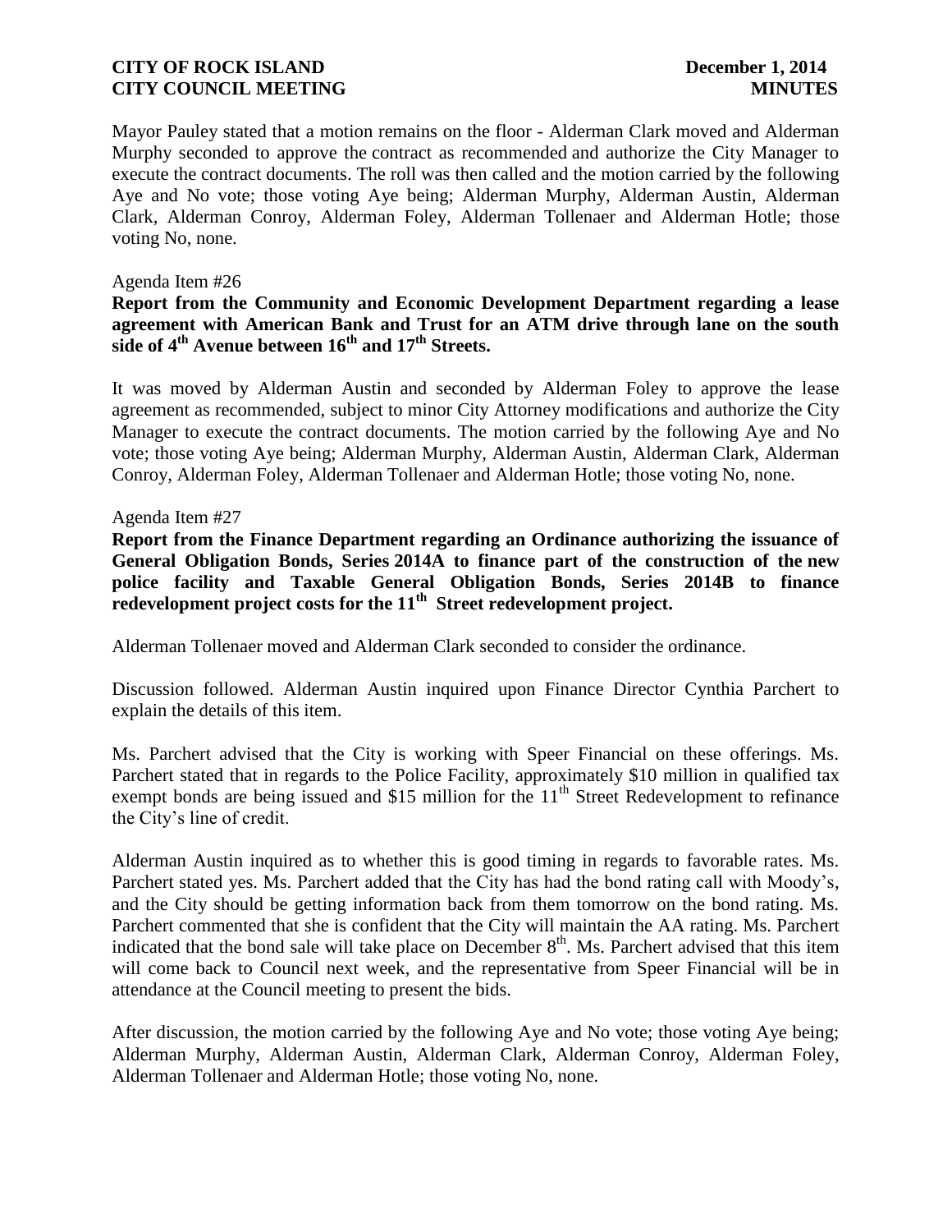Mayor Pauley stated that a motion remains on the floor - Alderman Clark moved and Alderman Murphy seconded to approve the contract as recommended and authorize the City Manager to execute the contract documents. The roll was then called and the motion carried by the following Aye and No vote; those voting Aye being; Alderman Murphy, Alderman Austin, Alderman Clark, Alderman Conroy, Alderman Foley, Alderman Tollenaer and Alderman Hotle; those voting No, none.

Agenda Item #26

**Report from the Community and Economic Development Department regarding a lease agreement with American Bank and Trust for an ATM drive through lane on the south side of 4th Avenue between 16th and 17th Streets.**

It was moved by Alderman Austin and seconded by Alderman Foley to approve the lease agreement as recommended, subject to minor City Attorney modifications and authorize the City Manager to execute the contract documents. The motion carried by the following Aye and No vote; those voting Aye being; Alderman Murphy, Alderman Austin, Alderman Clark, Alderman Conroy, Alderman Foley, Alderman Tollenaer and Alderman Hotle; those voting No, none.

Agenda Item #27

**Report from the Finance Department regarding an Ordinance authorizing the issuance of General Obligation Bonds, Series 2014A to finance part of the construction of the new police facility and Taxable General Obligation Bonds, Series 2014B to finance redevelopment project costs for the 11th Street redevelopment project.**

Alderman Tollenaer moved and Alderman Clark seconded to consider the ordinance.

Discussion followed. Alderman Austin inquired upon Finance Director Cynthia Parchert to explain the details of this item.

Ms. Parchert advised that the City is working with Speer Financial on these offerings. Ms. Parchert stated that in regards to the Police Facility, approximately $10 million in qualified tax exempt bonds are being issued and $15 million for the 11th Street Redevelopment to refinance the City's line of credit.

Alderman Austin inquired as to whether this is good timing in regards to favorable rates. Ms. Parchert stated yes. Ms. Parchert added that the City has had the bond rating call with Moody's, and the City should be getting information back from them tomorrow on the bond rating. Ms. Parchert commented that she is confident that the City will maintain the AA rating. Ms. Parchert indicated that the bond sale will take place on December 8th. Ms. Parchert advised that this item will come back to Council next week, and the representative from Speer Financial will be in attendance at the Council meeting to present the bids.

After discussion, the motion carried by the following Aye and No vote; those voting Aye being; Alderman Murphy, Alderman Austin, Alderman Clark, Alderman Conroy, Alderman Foley, Alderman Tollenaer and Alderman Hotle; those voting No, none.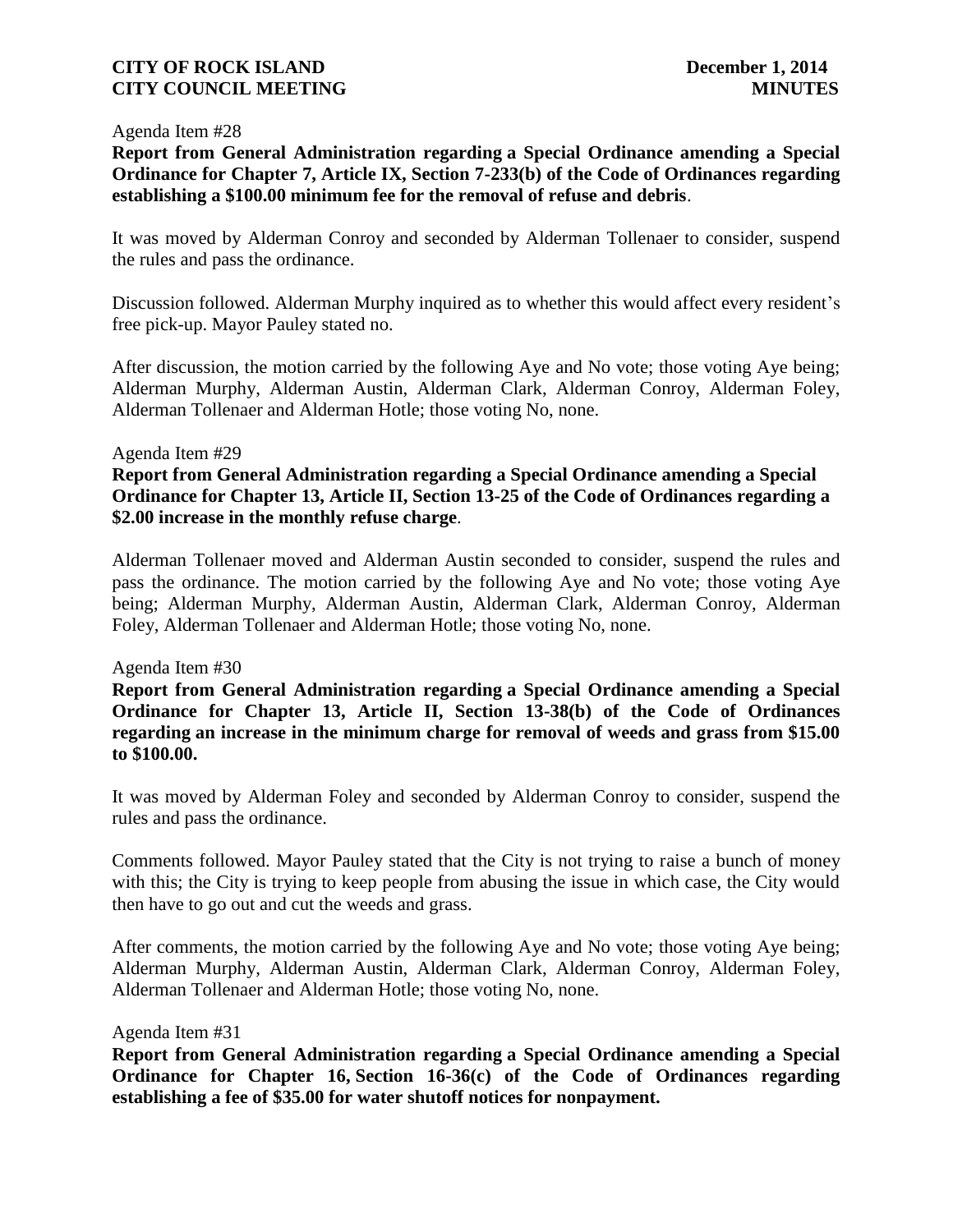Agenda Item #28

**Report from General Administration regarding a Special Ordinance amending a Special Ordinance for Chapter 7, Article IX, Section 7-233(b) of the Code of Ordinances regarding establishing a $100.00 minimum fee for the removal of refuse and debris**.

It was moved by Alderman Conroy and seconded by Alderman Tollenaer to consider, suspend the rules and pass the ordinance.

Discussion followed. Alderman Murphy inquired as to whether this would affect every resident's free pick-up. Mayor Pauley stated no.

After discussion, the motion carried by the following Aye and No vote; those voting Aye being; Alderman Murphy, Alderman Austin, Alderman Clark, Alderman Conroy, Alderman Foley, Alderman Tollenaer and Alderman Hotle; those voting No, none.

Agenda Item #29

**Report from General Administration regarding a Special Ordinance amending a Special Ordinance for Chapter 13, Article II, Section 13-25 of the Code of Ordinances regarding a $2.00 increase in the monthly refuse charge**.

Alderman Tollenaer moved and Alderman Austin seconded to consider, suspend the rules and pass the ordinance. The motion carried by the following Aye and No vote; those voting Aye being; Alderman Murphy, Alderman Austin, Alderman Clark, Alderman Conroy, Alderman Foley, Alderman Tollenaer and Alderman Hotle; those voting No, none.

Agenda Item #30

**Report from General Administration regarding a Special Ordinance amending a Special Ordinance for Chapter 13, Article II, Section 13-38(b) of the Code of Ordinances regarding an increase in the minimum charge for removal of weeds and grass from $15.00 to $100.00.**

It was moved by Alderman Foley and seconded by Alderman Conroy to consider, suspend the rules and pass the ordinance.

Comments followed. Mayor Pauley stated that the City is not trying to raise a bunch of money with this; the City is trying to keep people from abusing the issue in which case, the City would then have to go out and cut the weeds and grass.

After comments, the motion carried by the following Aye and No vote; those voting Aye being; Alderman Murphy, Alderman Austin, Alderman Clark, Alderman Conroy, Alderman Foley, Alderman Tollenaer and Alderman Hotle; those voting No, none.

Agenda Item #31

**Report from General Administration regarding a Special Ordinance amending a Special Ordinance for Chapter 16, Section 16-36(c) of the Code of Ordinances regarding establishing a fee of $35.00 for water shutoff notices for nonpayment.**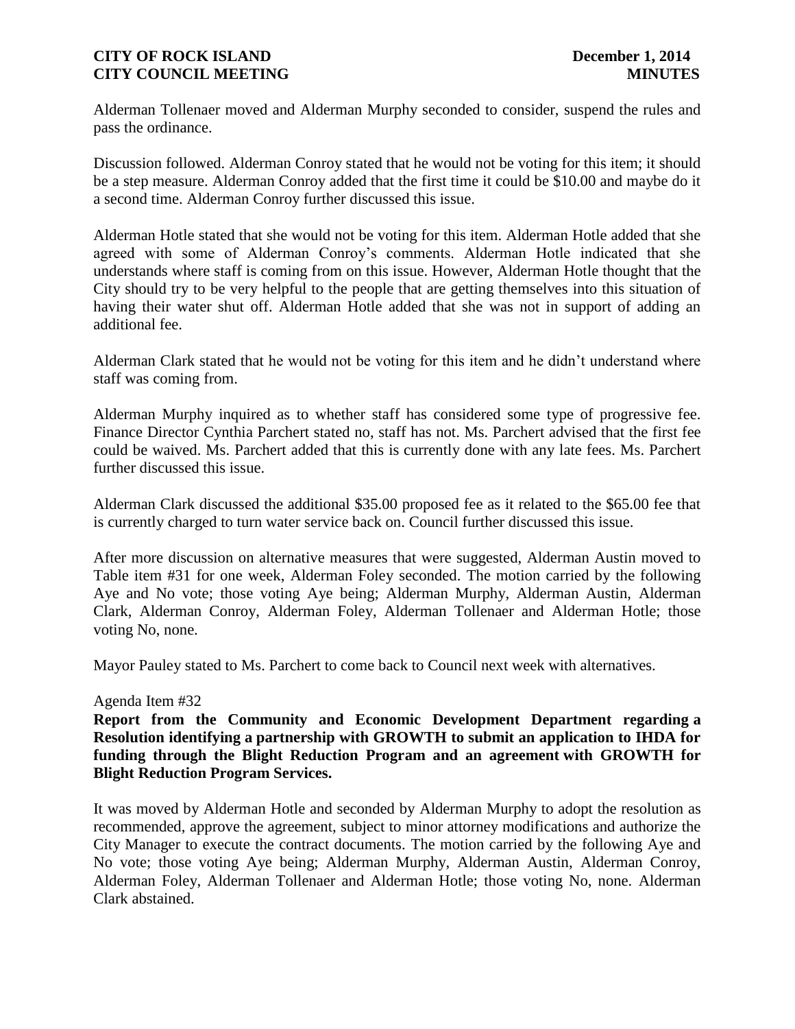Alderman Tollenaer moved and Alderman Murphy seconded to consider, suspend the rules and pass the ordinance.

Discussion followed. Alderman Conroy stated that he would not be voting for this item; it should be a step measure. Alderman Conroy added that the first time it could be $10.00 and maybe do it a second time. Alderman Conroy further discussed this issue.

Alderman Hotle stated that she would not be voting for this item. Alderman Hotle added that she agreed with some of Alderman Conroy's comments. Alderman Hotle indicated that she understands where staff is coming from on this issue. However, Alderman Hotle thought that the City should try to be very helpful to the people that are getting themselves into this situation of having their water shut off. Alderman Hotle added that she was not in support of adding an additional fee.

Alderman Clark stated that he would not be voting for this item and he didn't understand where staff was coming from.

Alderman Murphy inquired as to whether staff has considered some type of progressive fee. Finance Director Cynthia Parchert stated no, staff has not. Ms. Parchert advised that the first fee could be waived. Ms. Parchert added that this is currently done with any late fees. Ms. Parchert further discussed this issue.

Alderman Clark discussed the additional $35.00 proposed fee as it related to the $65.00 fee that is currently charged to turn water service back on. Council further discussed this issue.

After more discussion on alternative measures that were suggested, Alderman Austin moved to Table item #31 for one week, Alderman Foley seconded. The motion carried by the following Aye and No vote; those voting Aye being; Alderman Murphy, Alderman Austin, Alderman Clark, Alderman Conroy, Alderman Foley, Alderman Tollenaer and Alderman Hotle; those voting No, none.

Mayor Pauley stated to Ms. Parchert to come back to Council next week with alternatives.

Agenda Item #32

**Report from the Community and Economic Development Department regarding a Resolution identifying a partnership with GROWTH to submit an application to IHDA for funding through the Blight Reduction Program and an agreement with GROWTH for Blight Reduction Program Services.**

It was moved by Alderman Hotle and seconded by Alderman Murphy to adopt the resolution as recommended, approve the agreement, subject to minor attorney modifications and authorize the City Manager to execute the contract documents. The motion carried by the following Aye and No vote; those voting Aye being; Alderman Murphy, Alderman Austin, Alderman Conroy, Alderman Foley, Alderman Tollenaer and Alderman Hotle; those voting No, none. Alderman Clark abstained.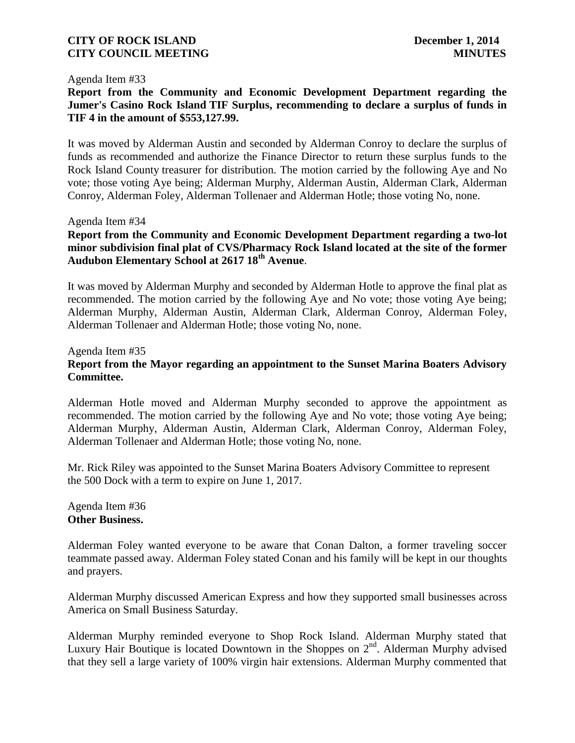Agenda Item #33

**Report from the Community and Economic Development Department regarding the Jumer's Casino Rock Island TIF Surplus, recommending to declare a surplus of funds in TIF 4 in the amount of $553,127.99.**

It was moved by Alderman Austin and seconded by Alderman Conroy to declare the surplus of funds as recommended and authorize the Finance Director to return these surplus funds to the Rock Island County treasurer for distribution. The motion carried by the following Aye and No vote; those voting Aye being; Alderman Murphy, Alderman Austin, Alderman Clark, Alderman Conroy, Alderman Foley, Alderman Tollenaer and Alderman Hotle; those voting No, none.

Agenda Item #34

**Report from the Community and Economic Development Department regarding a two-lot minor subdivision final plat of CVS/Pharmacy Rock Island located at the site of the former Audubon Elementary School at 2617 18th Avenue**.

It was moved by Alderman Murphy and seconded by Alderman Hotle to approve the final plat as recommended. The motion carried by the following Aye and No vote; those voting Aye being; Alderman Murphy, Alderman Austin, Alderman Clark, Alderman Conroy, Alderman Foley, Alderman Tollenaer and Alderman Hotle; those voting No, none.

Agenda Item #35

**Report from the Mayor regarding an appointment to the Sunset Marina Boaters Advisory Committee.**

Alderman Hotle moved and Alderman Murphy seconded to approve the appointment as recommended. The motion carried by the following Aye and No vote; those voting Aye being; Alderman Murphy, Alderman Austin, Alderman Clark, Alderman Conroy, Alderman Foley, Alderman Tollenaer and Alderman Hotle; those voting No, none.

Mr. Rick Riley was appointed to the Sunset Marina Boaters Advisory Committee to represent the 500 Dock with a term to expire on June 1, 2017.

Agenda Item #36

**Other Business.**

Alderman Foley wanted everyone to be aware that Conan Dalton, a former traveling soccer teammate passed away. Alderman Foley stated Conan and his family will be kept in our thoughts and prayers.

Alderman Murphy discussed American Express and how they supported small businesses across America on Small Business Saturday.

Alderman Murphy reminded everyone to Shop Rock Island. Alderman Murphy stated that Luxury Hair Boutique is located Downtown in the Shoppes on 2nd. Alderman Murphy advised that they sell a large variety of 100% virgin hair extensions. Alderman Murphy commented that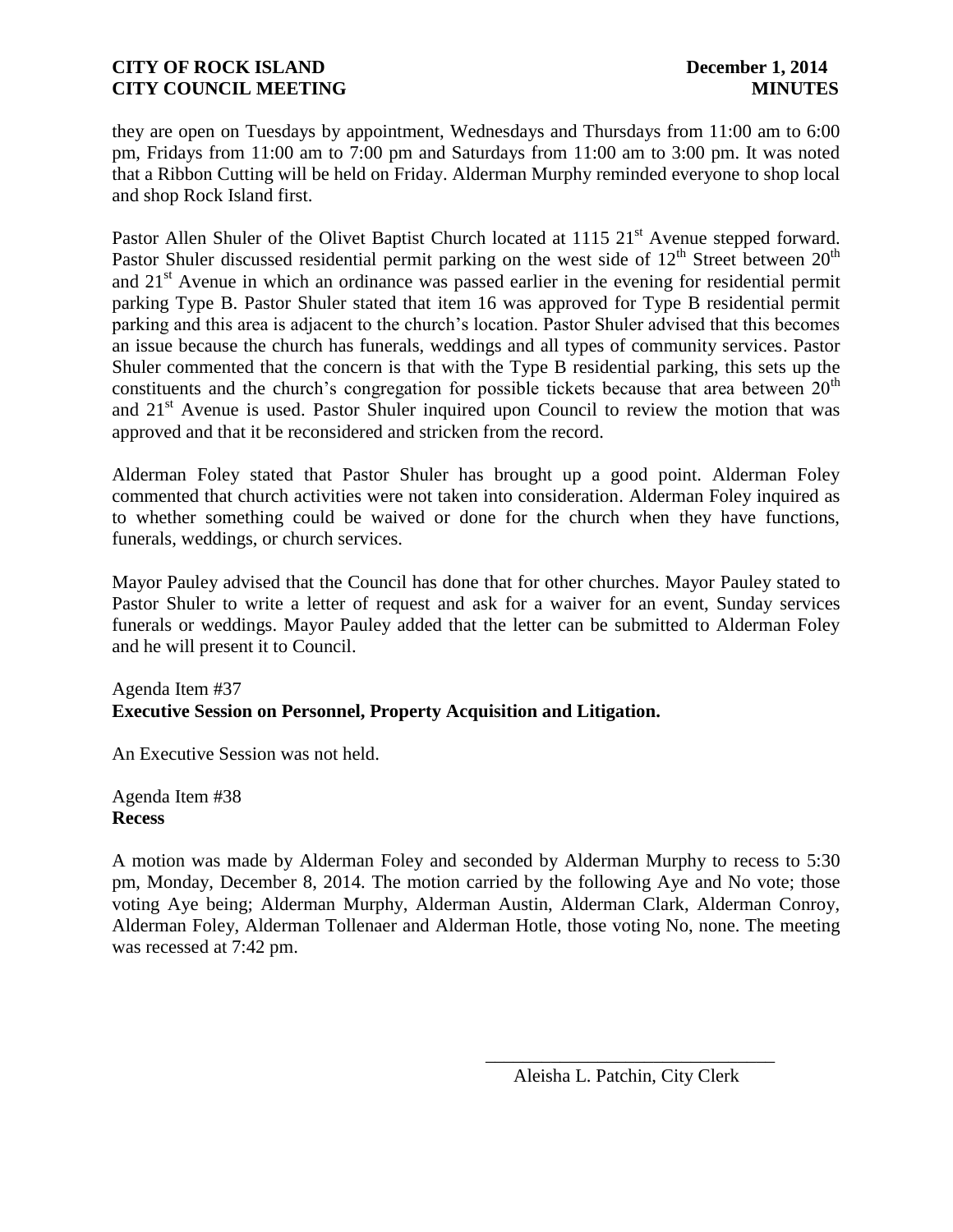they are open on Tuesdays by appointment, Wednesdays and Thursdays from 11:00 am to 6:00 pm, Fridays from 11:00 am to 7:00 pm and Saturdays from 11:00 am to 3:00 pm. It was noted that a Ribbon Cutting will be held on Friday. Alderman Murphy reminded everyone to shop local and shop Rock Island first.

Pastor Allen Shuler of the Olivet Baptist Church located at 1115 21st Avenue stepped forward. Pastor Shuler discussed residential permit parking on the west side of 12th Street between 20th and 21st Avenue in which an ordinance was passed earlier in the evening for residential permit parking Type B. Pastor Shuler stated that item 16 was approved for Type B residential permit parking and this area is adjacent to the church's location. Pastor Shuler advised that this becomes an issue because the church has funerals, weddings and all types of community services. Pastor Shuler commented that the concern is that with the Type B residential parking, this sets up the constituents and the church's congregation for possible tickets because that area between 20th and 21st Avenue is used. Pastor Shuler inquired upon Council to review the motion that was approved and that it be reconsidered and stricken from the record.

Alderman Foley stated that Pastor Shuler has brought up a good point. Alderman Foley commented that church activities were not taken into consideration. Alderman Foley inquired as to whether something could be waived or done for the church when they have functions, funerals, weddings, or church services.

Mayor Pauley advised that the Council has done that for other churches. Mayor Pauley stated to Pastor Shuler to write a letter of request and ask for a waiver for an event, Sunday services funerals or weddings. Mayor Pauley added that the letter can be submitted to Alderman Foley and he will present it to Council.

Agenda Item #37
**Executive Session on Personnel, Property Acquisition and Litigation.**

An Executive Session was not held.

Agenda Item #38
**Recess**

A motion was made by Alderman Foley and seconded by Alderman Murphy to recess to 5:30 pm, Monday, December 8, 2014. The motion carried by the following Aye and No vote; those voting Aye being; Alderman Murphy, Alderman Austin, Alderman Clark, Alderman Conroy, Alderman Foley, Alderman Tollenaer and Alderman Hotle, those voting No, none. The meeting was recessed at 7:42 pm.

\_\_\_\_\_\_\_\_\_\_\_\_\_\_\_\_\_\_\_\_\_\_\_\_\_\_\_\_\_\_\_\_

Aleisha L. Patchin, City Clerk